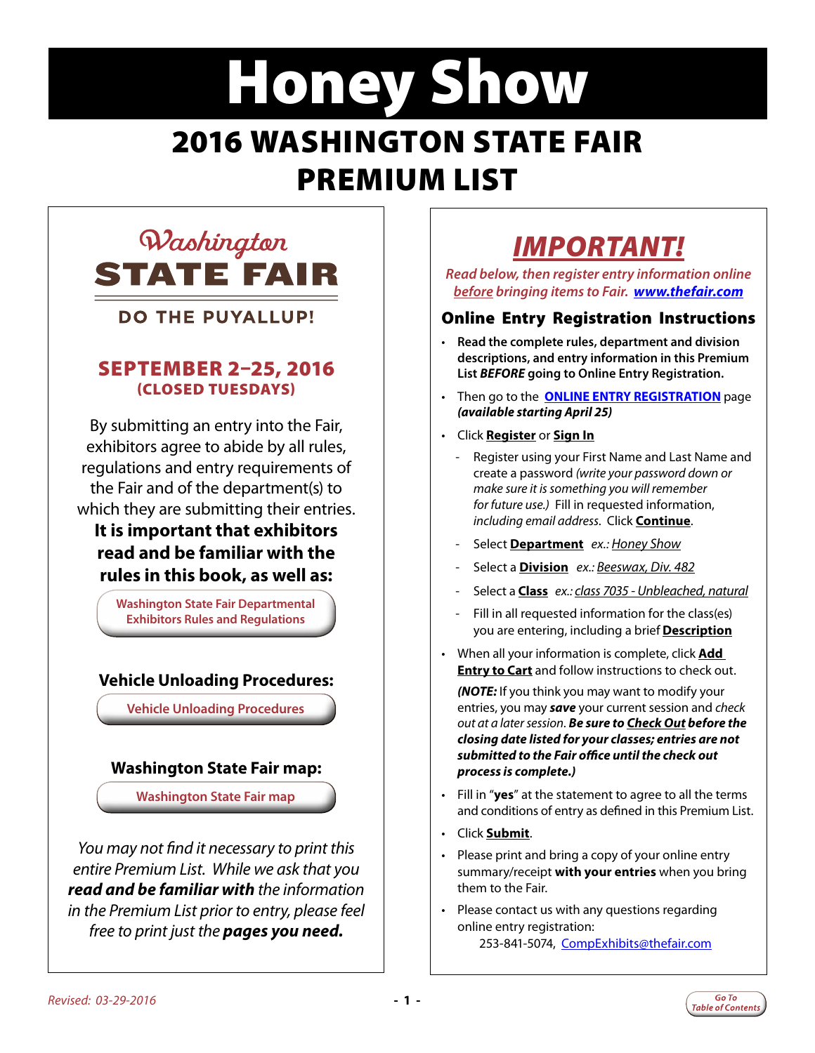# Honey Show

## 2016 WASHINGTON STATE FAIR PREMIUM LIST

Washington
**STATE FAIR**

DO THE PUYALLUP!

**SEPTEMBER 2–25, 2016**
**(CLOSED TUESDAYS)**

By submitting an entry into the Fair, exhibitors agree to abide by all rules, regulations and entry requirements of the Fair and of the department(s) to which they are submitting their entries. **It is important that exhibitors read and be familiar with the rules in this book, as well as:**

Washington State Fair Departmental Exhibitors Rules and Regulations

**Vehicle Unloading Procedures:**

Vehicle Unloading Procedures

**Washington State Fair map:**

Washington State Fair map

*You may not find it necessary to print this entire Premium List. While we ask that you **read and be familiar with** the information in the Premium List prior to entry, please feel free to print just the **pages you need.***

## *IMPORTANT!*

*Read below, then register entry information online before bringing items to Fair. www.thefair.com*

### Online Entry Registration Instructions

- **Read the complete rules, department and division descriptions, and entry information in this Premium List *BEFORE* going to Online Entry Registration.**
- Then go to the **ONLINE ENTRY REGISTRATION** page ***(available starting April 25)***
- Click **Register** or **Sign In**
  - Register using your First Name and Last Name and create a password *(write your password down or make sure it is something you will remember for future use.)* Fill in requested information, *including email address.* Click **Continue**.
  - Select **Department** *ex.: Honey Show*
  - Select a **Division** *ex.: Beeswax, Div. 482*
  - Select a **Class** *ex.: class 7035 - Unbleached, natural*
  - Fill in all requested information for the class(es) you are entering, including a brief **Description**
- When all your information is complete, click **Add Entry to Cart** and follow instructions to check out.

  ***(NOTE:** If you think you may want to modify your entries, you may **save** your current session and check out at a later session. **Be sure to Check Out before the closing date listed for your classes; entries are not submitted to the Fair office until the check out process is complete.)***
- Fill in "**yes**" at the statement to agree to all the terms and conditions of entry as defined in this Premium List.
- Click **Submit**.
- Please print and bring a copy of your online entry summary/receipt **with your entries** when you bring them to the Fair.
- Please contact us with any questions regarding online entry registration:
  253-841-5074, CompExhibits@thefair.com

*Revised: 03-29-2016*

Go To Table of Contents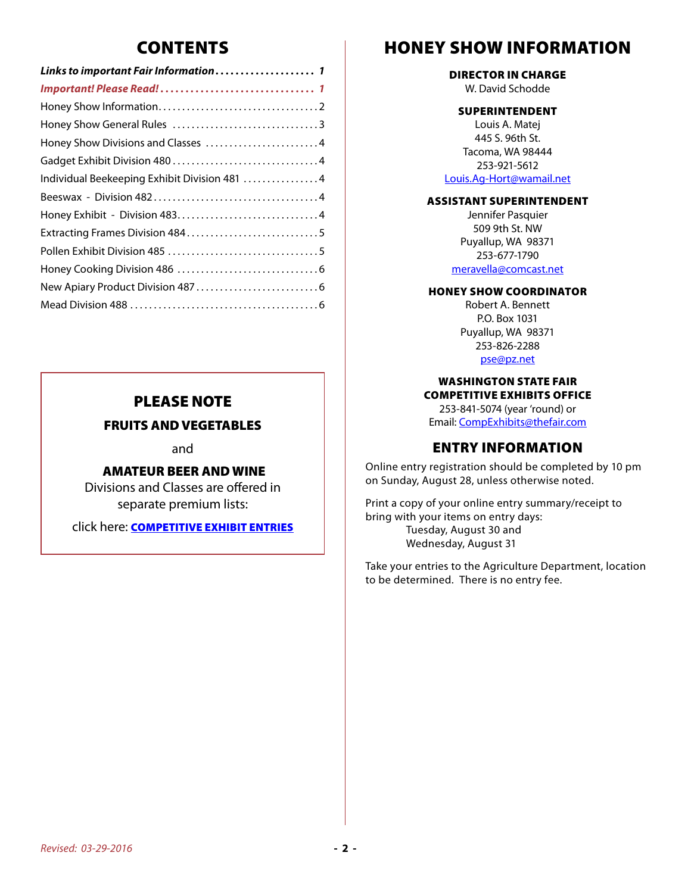# CONTENTS

| | |
|---|---|
| ***Links to important Fair Information*** | ***1*** |
| ***Important! Please Read!*** | ***1*** |
| Honey Show Information | 2 |
| Honey Show General Rules | 3 |
| Honey Show Divisions and Classes | 4 |
| Gadget Exhibit Division 480 | 4 |
| Individual Beekeeping Exhibit Division 481 | 4 |
| Beeswax - Division 482 | 4 |
| Honey Exhibit - Division 483 | 4 |
| Extracting Frames Division 484 | 5 |
| Pollen Exhibit Division 485 | 5 |
| Honey Cooking Division 486 | 6 |
| New Apiary Product Division 487 | 6 |
| Mead Division 488 | 6 |

## PLEASE NOTE

**FRUITS AND VEGETABLES**

and

**AMATEUR BEER AND WINE**

Divisions and Classes are offered in separate premium lists:

click here: **COMPETITIVE EXHIBIT ENTRIES**

# HONEY SHOW INFORMATION

**DIRECTOR IN CHARGE**
W. David Schodde

**SUPERINTENDENT**
Louis A. Matej
445 S. 96th St.
Tacoma, WA 98444
253-921-5612
Louis.Ag-Hort@wamail.net

**ASSISTANT SUPERINTENDENT**
Jennifer Pasquier
509 9th St. NW
Puyallup, WA 98371
253-677-1790
meravella@comcast.net

**HONEY SHOW COORDINATOR**
Robert A. Bennett
P.O. Box 1031
Puyallup, WA 98371
253-826-2288
pse@pz.net

**WASHINGTON STATE FAIR COMPETITIVE EXHIBITS OFFICE**
253-841-5074 (year 'round) or
Email: CompExhibits@thefair.com

## ENTRY INFORMATION

Online entry registration should be completed by 10 pm on Sunday, August 28, unless otherwise noted.

Print a copy of your online entry summary/receipt to bring with your items on entry days:
Tuesday, August 30 and
Wednesday, August 31

Take your entries to the Agriculture Department, location to be determined. There is no entry fee.

*Revised: 03-29-2016*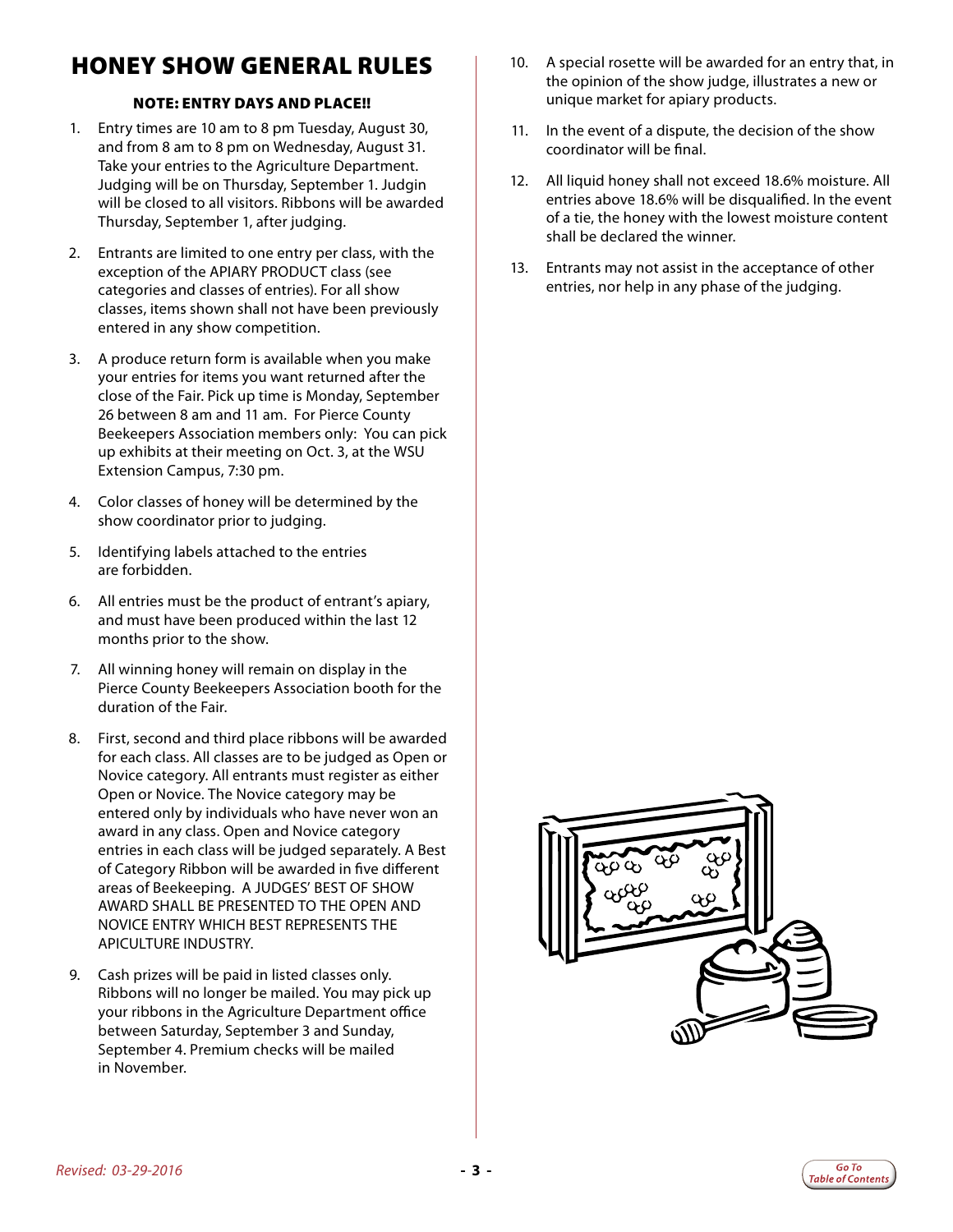# HONEY SHOW GENERAL RULES

**NOTE: ENTRY DAYS AND PLACE!!**

1. Entry times are 10 am to 8 pm Tuesday, August 30, and from 8 am to 8 pm on Wednesday, August 31. Take your entries to the Agriculture Department. Judging will be on Thursday, September 1. Judgin will be closed to all visitors. Ribbons will be awarded Thursday, September 1, after judging.

2. Entrants are limited to one entry per class, with the exception of the APIARY PRODUCT class (see categories and classes of entries). For all show classes, items shown shall not have been previously entered in any show competition.

3. A produce return form is available when you make your entries for items you want returned after the close of the Fair. Pick up time is Monday, September 26 between 8 am and 11 am. For Pierce County Beekeepers Association members only: You can pick up exhibits at their meeting on Oct. 3, at the WSU Extension Campus, 7:30 pm.

4. Color classes of honey will be determined by the show coordinator prior to judging.

5. Identifying labels attached to the entries are forbidden.

6. All entries must be the product of entrant's apiary, and must have been produced within the last 12 months prior to the show.

7. All winning honey will remain on display in the Pierce County Beekeepers Association booth for the duration of the Fair.

8. First, second and third place ribbons will be awarded for each class. All classes are to be judged as Open or Novice category. All entrants must register as either Open or Novice. The Novice category may be entered only by individuals who have never won an award in any class. Open and Novice category entries in each class will be judged separately. A Best of Category Ribbon will be awarded in five different areas of Beekeeping. A JUDGES' BEST OF SHOW AWARD SHALL BE PRESENTED TO THE OPEN AND NOVICE ENTRY WHICH BEST REPRESENTS THE APICULTURE INDUSTRY.

9. Cash prizes will be paid in listed classes only. Ribbons will no longer be mailed. You may pick up your ribbons in the Agriculture Department office between Saturday, September 3 and Sunday, September 4. Premium checks will be mailed in November.

10. A special rosette will be awarded for an entry that, in the opinion of the show judge, illustrates a new or unique market for apiary products.

11. In the event of a dispute, the decision of the show coordinator will be final.

12. All liquid honey shall not exceed 18.6% moisture. All entries above 18.6% will be disqualified. In the event of a tie, the honey with the lowest moisture content shall be declared the winner.

13. Entrants may not assist in the acceptance of other entries, nor help in any phase of the judging.

*Revised: 03-29-2016*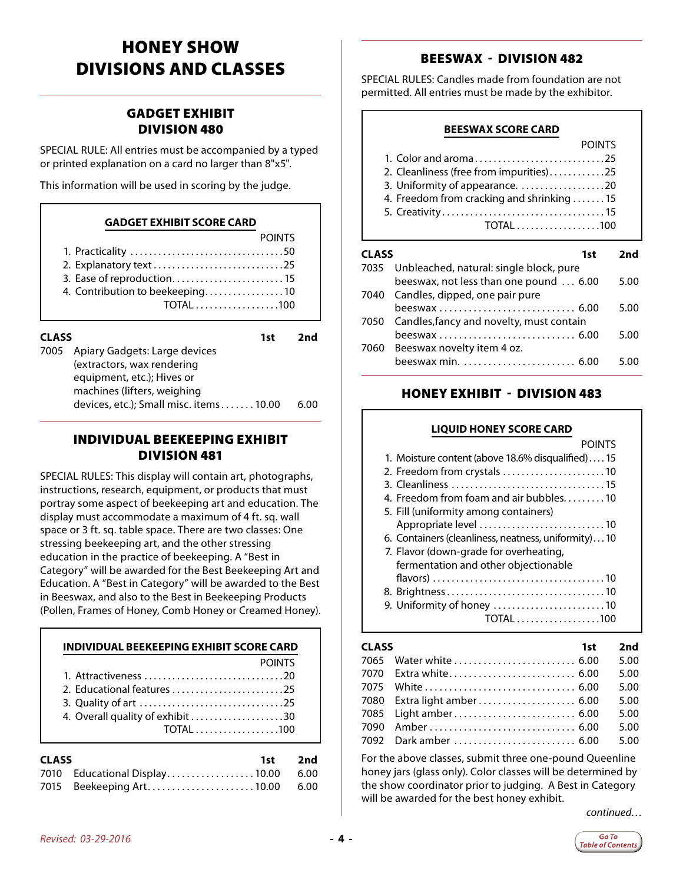# HONEY SHOW DIVISIONS AND CLASSES

## GADGET EXHIBIT DIVISION 480

SPECIAL RULE: All entries must be accompanied by a typed or printed explanation on a card no larger than 8"x5".

This information will be used in scoring by the judge.

**GADGET EXHIBIT SCORE CARD**

| | POINTS |
|---|---|
| 1. Practicality | 50 |
| 2. Explanatory text | 25 |
| 3. Ease of reproduction | 15 |
| 4. Contribution to beekeeping | 10 |
| TOTAL | 100 |

| CLASS | | 1st | 2nd |
|---|---|---|---|
| 7005 | Apiary Gadgets: Large devices (extractors, wax rendering equipment, etc.); Hives or machines (lifters, weighing devices, etc.); Small misc. items | 10.00 | 6.00 |

## INDIVIDUAL BEEKEEPING EXHIBIT DIVISION 481

SPECIAL RULES: This display will contain art, photographs, instructions, research, equipment, or products that must portray some aspect of beekeeping art and education. The display must accommodate a maximum of 4 ft. sq. wall space or 3 ft. sq. table space. There are two classes: One stressing beekeeping art, and the other stressing education in the practice of beekeeping. A "Best in Category" will be awarded for the Best Beekeeping Art and Education. A "Best in Category" will be awarded to the Best in Beeswax, and also to the Best in Beekeeping Products (Pollen, Frames of Honey, Comb Honey or Creamed Honey).

**INDIVIDUAL BEEKEEPING EXHIBIT SCORE CARD**

| | POINTS |
|---|---|
| 1. Attractiveness | 20 |
| 2. Educational features | 25 |
| 3. Quality of art | 25 |
| 4. Overall quality of exhibit | 30 |
| TOTAL | 100 |

| CLASS | | 1st | 2nd |
|---|---|---|---|
| 7010 | Educational Display | 10.00 | 6.00 |
| 7015 | Beekeeping Art | 10.00 | 6.00 |

## BEESWAX - DIVISION 482

SPECIAL RULES: Candles made from foundation are not permitted. All entries must be made by the exhibitor.

**BEESWAX SCORE CARD**

| | POINTS |
|---|---|
| 1. Color and aroma | 25 |
| 2. Cleanliness (free from impurities) | 25 |
| 3. Uniformity of appearance. | 20 |
| 4. Freedom from cracking and shrinking | 15 |
| 5. Creativity | 15 |
| TOTAL | 100 |

| CLASS | | 1st | 2nd |
|---|---|---|---|
| 7035 | Unbleached, natural: single block, pure beeswax, not less than one pound | 6.00 | 5.00 |
| 7040 | Candles, dipped, one pair pure beeswax | 6.00 | 5.00 |
| 7050 | Candles,fancy and novelty, must contain beeswax | 6.00 | 5.00 |
| 7060 | Beeswax novelty item 4 oz. beeswax min. | 6.00 | 5.00 |

## HONEY EXHIBIT - DIVISION 483

**LIQUID HONEY SCORE CARD**

| | POINTS |
|---|---|
| 1. Moisture content (above 18.6% disqualified) | 15 |
| 2. Freedom from crystals | 10 |
| 3. Cleanliness | 15 |
| 4. Freedom from foam and air bubbles. | 10 |
| 5. Fill (uniformity among containers) Appropriate level | 10 |
| 6. Containers (cleanliness, neatness, uniformity) | 10 |
| 7. Flavor (down-grade for overheating, fermentation and other objectionable flavors) | 10 |
| 8. Brightness | 10 |
| 9. Uniformity of honey | 10 |
| TOTAL | 100 |

| CLASS | | 1st | 2nd |
|---|---|---|---|
| 7065 | Water white | 6.00 | 5.00 |
| 7070 | Extra white | 6.00 | 5.00 |
| 7075 | White | 6.00 | 5.00 |
| 7080 | Extra light amber | 6.00 | 5.00 |
| 7085 | Light amber | 6.00 | 5.00 |
| 7090 | Amber | 6.00 | 5.00 |
| 7092 | Dark amber | 6.00 | 5.00 |

For the above classes, submit three one-pound Queenline honey jars (glass only). Color classes will be determined by the show coordinator prior to judging. A Best in Category will be awarded for the best honey exhibit.

*continued…*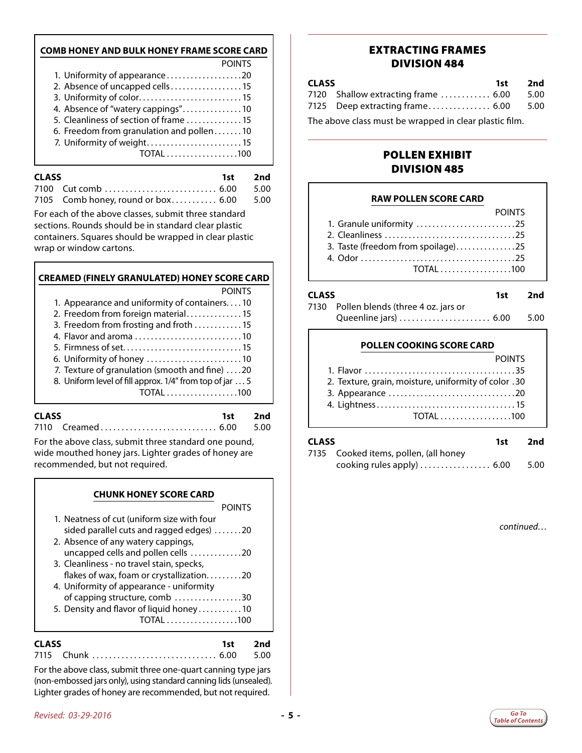### COMB HONEY AND BULK HONEY FRAME SCORE CARD

| | POINTS |
|---|---|
| 1. Uniformity of appearance | 20 |
| 2. Absence of uncapped cells | 15 |
| 3. Uniformity of color | 15 |
| 4. Absence of "watery cappings" | 10 |
| 5. Cleanliness of section of frame | 15 |
| 6. Freedom from granulation and pollen | 10 |
| 7. Uniformity of weight | 15 |
| TOTAL | 100 |

| CLASS | | 1st | 2nd |
|---|---|---|---|
| 7100 | Cut comb | 6.00 | 5.00 |
| 7105 | Comb honey, round or box | 6.00 | 5.00 |

For each of the above classes, submit three standard sections. Rounds should be in standard clear plastic containers. Squares should be wrapped in clear plastic wrap or window cartons.

### CREAMED (FINELY GRANULATED) HONEY SCORE CARD

| | POINTS |
|---|---|
| 1. Appearance and uniformity of containers | 10 |
| 2. Freedom from foreign material | 15 |
| 3. Freedom from frosting and froth | 15 |
| 4. Flavor and aroma | 10 |
| 5. Firmness of set | 15 |
| 6. Uniformity of honey | 10 |
| 7. Texture of granulation (smooth and fine) | 20 |
| 8. Uniform level of fill approx. 1/4" from top of jar | 5 |
| TOTAL | 100 |

| CLASS | | 1st | 2nd |
|---|---|---|---|
| 7110 | Creamed | 6.00 | 5.00 |

For the above class, submit three standard one pound, wide mouthed honey jars. Lighter grades of honey are recommended, but not required.

### CHUNK HONEY SCORE CARD

| | POINTS |
|---|---|
| 1. Neatness of cut (uniform size with four sided parallel cuts and ragged edges) | 20 |
| 2. Absence of any watery cappings, uncapped cells and pollen cells | 20 |
| 3. Cleanliness - no travel stain, specks, flakes of wax, foam or crystallization | 20 |
| 4. Uniformity of appearance - uniformity of capping structure, comb | 30 |
| 5. Density and flavor of liquid honey | 10 |
| TOTAL | 100 |

| CLASS | | 1st | 2nd |
|---|---|---|---|
| 7115 | Chunk | 6.00 | 5.00 |

For the above class, submit three one-quart canning type jars (non-embossed jars only), using standard canning lids (unsealed). Lighter grades of honey are recommended, but not required.

## EXTRACTING FRAMES
## DIVISION 484

| CLASS | | 1st | 2nd |
|---|---|---|---|
| 7120 | Shallow extracting frame | 6.00 | 5.00 |
| 7125 | Deep extracting frame | 6.00 | 5.00 |

The above class must be wrapped in clear plastic film.

## POLLEN EXHIBIT
## DIVISION 485

### RAW POLLEN SCORE CARD

| | POINTS |
|---|---|
| 1. Granule uniformity | 25 |
| 2. Cleanliness | 25 |
| 3. Taste (freedom from spoilage) | 25 |
| 4. Odor | 25 |
| TOTAL | 100 |

| CLASS | | 1st | 2nd |
|---|---|---|---|
| 7130 | Pollen blends (three 4 oz. jars or Queenline jars) | 6.00 | 5.00 |

### POLLEN COOKING SCORE CARD

| | POINTS |
|---|---|
| 1. Flavor | 35 |
| 2. Texture, grain, moisture, uniformity of color | 30 |
| 3. Appearance | 20 |
| 4. Lightness | 15 |
| TOTAL | 100 |

| CLASS | | 1st | 2nd |
|---|---|---|---|
| 7135 | Cooked items, pollen, (all honey cooking rules apply) | 6.00 | 5.00 |

*continued…*

*Revised: 03-29-2016*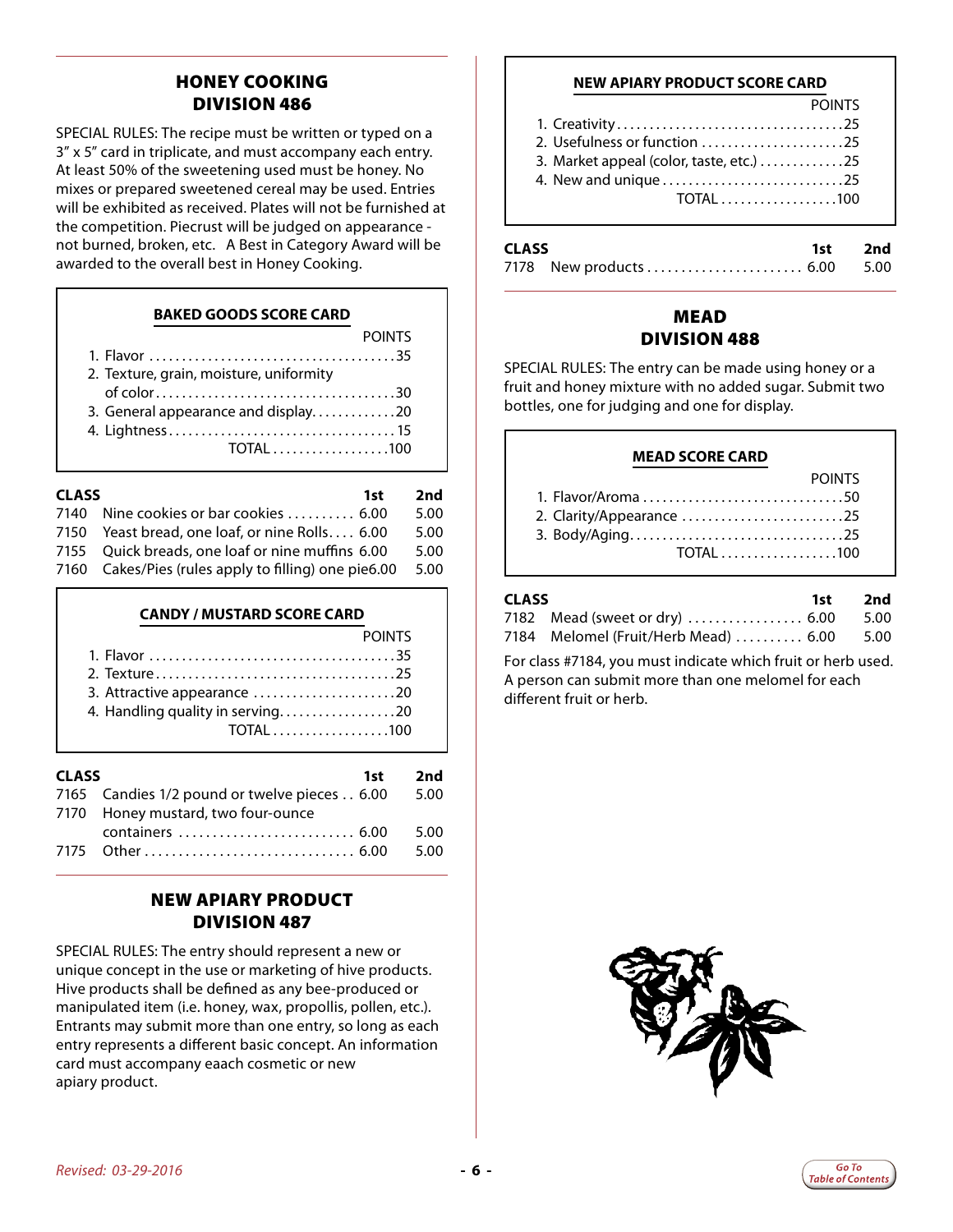## HONEY COOKING DIVISION 486

SPECIAL RULES: The recipe must be written or typed on a 3" x 5" card in triplicate, and must accompany each entry. At least 50% of the sweetening used must be honey. No mixes or prepared sweetened cereal may be used. Entries will be exhibited as received. Plates will not be furnished at the competition. Piecrust will be judged on appearance - not burned, broken, etc. A Best in Category Award will be awarded to the overall best in Honey Cooking.

### BAKED GOODS SCORE CARD

| | POINTS |
|---|---|
| 1. Flavor | 35 |
| 2. Texture, grain, moisture, uniformity of color | 30 |
| 3. General appearance and display | 20 |
| 4. Lightness | 15 |
| TOTAL | 100 |

| CLASS | | 1st | 2nd |
|---|---|---|---|
| 7140 | Nine cookies or bar cookies | 6.00 | 5.00 |
| 7150 | Yeast bread, one loaf, or nine Rolls | 6.00 | 5.00 |
| 7155 | Quick breads, one loaf or nine muffins | 6.00 | 5.00 |
| 7160 | Cakes/Pies (rules apply to filling) one pie | 6.00 | 5.00 |

### CANDY / MUSTARD SCORE CARD

| | POINTS |
|---|---|
| 1. Flavor | 35 |
| 2. Texture | 25 |
| 3. Attractive appearance | 20 |
| 4. Handling quality in serving | 20 |
| TOTAL | 100 |

| CLASS | | 1st | 2nd |
|---|---|---|---|
| 7165 | Candies 1/2 pound or twelve pieces | 6.00 | 5.00 |
| 7170 | Honey mustard, two four-ounce containers | 6.00 | 5.00 |
| 7175 | Other | 6.00 | 5.00 |

## NEW APIARY PRODUCT DIVISION 487

SPECIAL RULES: The entry should represent a new or unique concept in the use or marketing of hive products. Hive products shall be defined as any bee-produced or manipulated item (i.e. honey, wax, propollis, pollen, etc.). Entrants may submit more than one entry, so long as each entry represents a different basic concept. An information card must accompany eaach cosmetic or new apiary product.

### NEW APIARY PRODUCT SCORE CARD

| | POINTS |
|---|---|
| 1. Creativity | 25 |
| 2. Usefulness or function | 25 |
| 3. Market appeal (color, taste, etc.) | 25 |
| 4. New and unique | 25 |
| TOTAL | 100 |

| CLASS | | 1st | 2nd |
|---|---|---|---|
| 7178 | New products | 6.00 | 5.00 |

## MEAD DIVISION 488

SPECIAL RULES: The entry can be made using honey or a fruit and honey mixture with no added sugar. Submit two bottles, one for judging and one for display.

### MEAD SCORE CARD

| | POINTS |
|---|---|
| 1. Flavor/Aroma | 50 |
| 2. Clarity/Appearance | 25 |
| 3. Body/Aging | 25 |
| TOTAL | 100 |

| CLASS | | 1st | 2nd |
|---|---|---|---|
| 7182 | Mead (sweet or dry) | 6.00 | 5.00 |
| 7184 | Melomel (Fruit/Herb Mead) | 6.00 | 5.00 |

For class #7184, you must indicate which fruit or herb used. A person can submit more than one melomel for each different fruit or herb.

*Revised: 03-29-2016*